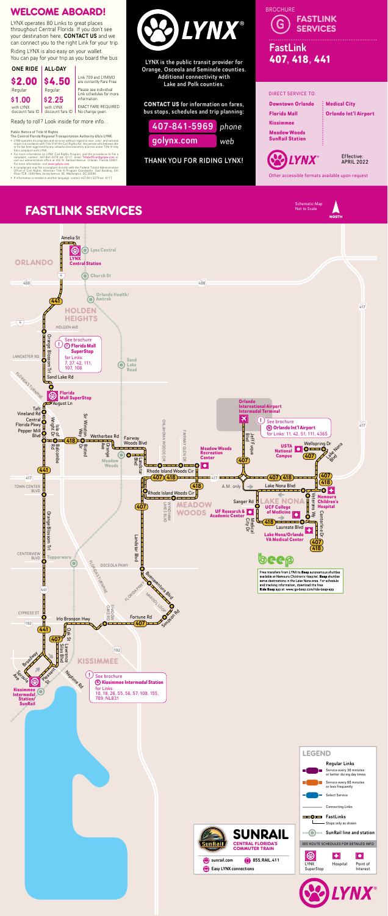## WELCOME ABOARD!

LYNX operates 80 Links to great places throughout Central Florida. If you don't see your destination here, **CONTACT US** and we can connect you to the right Link for your trip.

Riding LYNX is also easy on your wallet. You can pay for your trip as you board the bus:

| ONE RIDE | ALL-DAY | |
|---|---|---|
| $2.00 Regular | $4.50 Regular | Link 709 and LYMMO are currently Fare Free. |
| $1.00 with LYNX discount fare ID | $2.25 with LYNX discount fare ID | Please see individual Link schedules for more information. |
| | | EXACT FARE REQUIRED No change given. |

Ready to roll? Look inside for more info...

**Public Notice of Title VI Rights**
**The Central Florida Regional Transportation Authority d/b/a LYNX:**

- LYNX operates its programs and services without regard to race, color, and national origin in accordance with Title VI of the Civil Rights Act. Any person who believes she or he has been aggrieved by any unlawful discriminatory practice under Title VI may file a complaint with LYNX.
- For more information on LYNX' Civil Rights Program, and the procedures to file a complaint, contact: 407-841-2279 ext. 6117, email: TitleVIofficer@golynx.com or visit our administrative office at 455 N. Garland Avenue, Orlando, Florida 32801. For more information, visit www.golynx.com
- A complainant may file a complaint directly with the Federal Transit Administration Office of Civil Rights, Attention: Title VI Program Coordinator, East Building, 5th Floor-TCR, 1200 New Jersey Avenue, SE, Washington, DC 20590.
- If information is needed in another language, contact 407-841-2279 ext. 6117.

LYNX®

LYNX is the public transit provider for Orange, Osceola and Seminole counties. Additional connectivity with Lake and Polk counties.

**CONTACT US** for information on fares, bus stops, schedules and trip planning:

**407-841-5969** *phone*

**golynx.com** *web*

THANK YOU FOR RIDING LYNX!

BROCHURE

G **FASTLINK SERVICES**

# FastLink 407, 418, 441

DIRECT SERVICE TO:

- **Downtown Orlando**
- **Florida Mall**
- **Kissimmee**
- **Meadow Woods SunRail Station**
- **Medical City**
- **Orlando Int'l Airport**

Effective: APRIL 2022

Other accessible formats available upon request

## FASTLINK SERVICES

Schematic Map Not to Scale

NORTH

ORLANDO

- LYNX Central Station
- Lynx Central
- Church St
- Amelia St
- Orlando Health/ Amtrak

HOLDEN HEIGHTS

See brochure (F) **Florida Mall SuperStop** for Links: 7, 37, 42, 111, 107, 108

- Sand Lake Road
- **Florida Mall SuperStop**
- Meadow Woods
- Tupperware

**Orlando International Airport Intermodal Terminal**

See brochure (N) **Orlando Int'l Airport** for Links: 11, 42, 51, 111, 436S

- Meadow Woods Recreation Center
- USTA National Campus
- UF Research & Academic Center
- UCF College of Medicine
- Nemours Children's Hospital
- Lake Nona/Orlando VA Medical Center

MEADOW WOODS

LAKE NONA

A.M. only

beep

Free transfers from LYNX to **Beep** autonomous shuttles available at Nemours Children's Hospital. **Beep** shuttles serve destinations in the Lake Nona area. For schedule and tracking information, download the free **Ride Beep** app at: www.go-beep.com/ride-beep-app

KISSIMMEE

See brochure (K) **Kissimmee Intermodal Station** for Links: 10, 18, 26, 55, 56, 57, 108, 155, 709, NL831

- Kissimmee Intermodal Station/ SunRail

Streets: Holden Ave, Lancaster Rd, Orange Blossom Trl, Sand Lake Rd, Florida's Turnpike, August Ln, Taft Vineland Rd, Central Florida Pkwy, Pepper Mill Blvd, Wright St, Balcombe Rd, Sir Winston Way, Wetherbee Rd, Bisted Dr, Orange Ave, Orlando Woods Dr, Fairway Woods Blvd, Fairway Glen Dr, Landstar Blvd, Rhode Island Woods Cir, Wyndham Lakes Blvd, Town Center Blvd, Centerview Blvd, Osceola Pkwy, Florida Pkwy, Buenaventura Blvd, Marigold Loop, Simpson Rd, Fortune Rd, Shadow Oaks Rd, Cypress St, Irlo Bronson Hwy, Oak St, Lawrence Silas Blvd, Broadway, Sproule Ave, Pleasant St, Neptune Rd, Jeff Fuqua Blvd, Wellspring Dr, Lake Nona Blvd, Sanger Rd, Veterans Wy, Medical City Dr, Laureate Blvd, Centerline Dr

Routes: 4, 408, 417, 441, 192

SUNRAIL CENTRAL FLORIDA'S COMMUTER TRAIN

sunrail.com | 855.RAIL.411

Easy LYNX connections

### LEGEND

**Regular Links**

- Service every 30 minutes or better during day times
- Service every 60 minutes or less frequently
- Select Service
- Connecting Links
- FastLinks — Stops only as shown
- SunRail line and station

SEE ROUTE SCHEDULES FOR DETAILED INFO

- LYNX SuperStop
- Hospital
- Point of Interest

LYNX®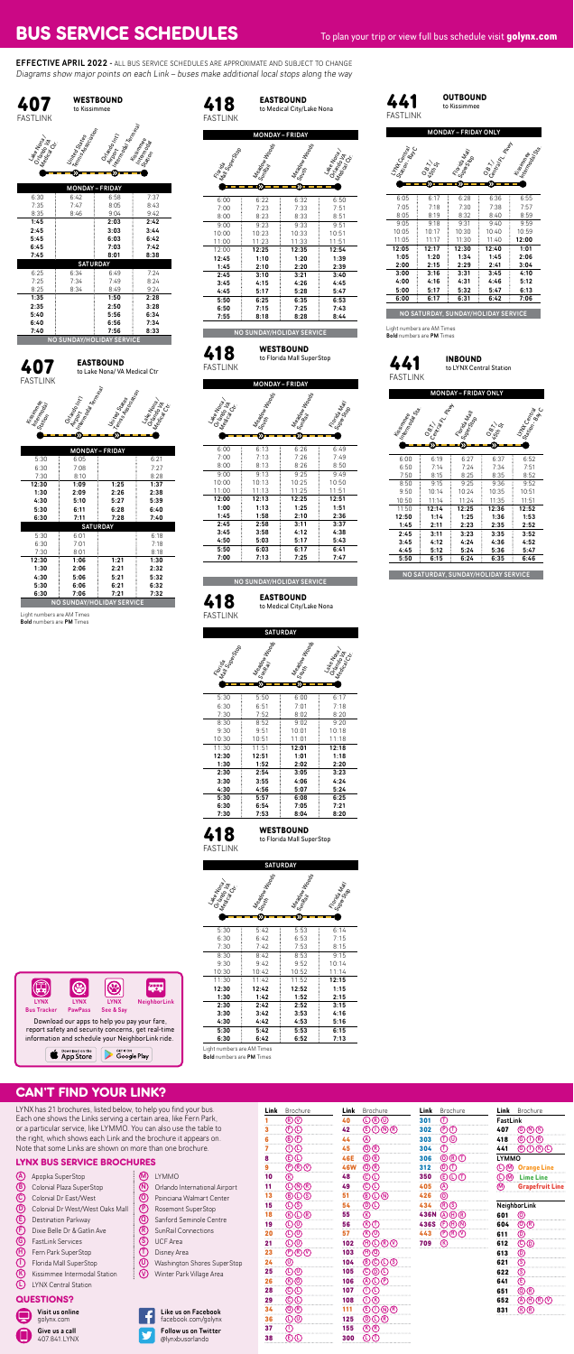# BUS SERVICE SCHEDULES

To plan your trip or view full bus schedule visit **golynx.com**

**EFFECTIVE APRIL 2022** - ALL BUS SERVICE SCHEDULES ARE APPROXIMATE AND SUBJECT TO CHANGE
*Diagrams show major points on each Link – buses make additional local stops along the way*

## 407 FASTLINK — WESTBOUND to Kissimmee

| Lake Nona / Orlando VA Medical Ctr | United States Tennis Association | Orlando Int'l Airport Intermodal Terminal | Kissimmee Intermodal Station |
|---|---|---|---|
| **MONDAY – FRIDAY** | | | |
| 6:30 | 6:42 | 6:58 | 7:37 |
| 7:35 | 7:47 | 8:05 | 8:43 |
| 8:35 | 8:46 | 9:04 | 9:42 |
| **1:45** | | **2:03** | **2:42** |
| **2:45** | | **3:03** | **3:44** |
| **5:45** | | **6:03** | **6:42** |
| **6:45** | | **7:03** | **7:42** |
| **7:45** | | **8:01** | **8:38** |
| **SATURDAY** | | | |
| 6:25 | 6:34 | 6:49 | 7:24 |
| 7:25 | 7:34 | 7:49 | 8:24 |
| 8:25 | 8:34 | 8:49 | 9:24 |
| **1:35** | | **1:50** | **2:28** |
| **2:35** | | **2:50** | **3:28** |
| **5:40** | | **5:56** | **6:34** |
| **6:40** | | **6:56** | **7:34** |
| **7:40** | | **7:56** | **8:33** |
| NO SUNDAY/HOLIDAY SERVICE | | | |

## 407 FASTLINK — EASTBOUND to Lake Nona/VA Medical Ctr

| Kissimmee Intermodal Station | Orlando Int'l Airport Intermodal Terminal | United States Tennis Association | Lake Nona / Orlando VA Medical Ctr |
|---|---|---|---|
| **MONDAY – FRIDAY** | | | |
| 5:30 | 6:05 | | 6:21 |
| 6:30 | 7:08 | | 7:27 |
| 7:30 | 8:10 | | 8:28 |
| **12:30** | **1:09** | **1:25** | **1:37** |
| **1:30** | **2:09** | **2:26** | **2:38** |
| **4:30** | **5:10** | **5:27** | **5:39** |
| **5:30** | **6:11** | **6:28** | **6:40** |
| **6:30** | **7:11** | **7:28** | **7:40** |
| **SATURDAY** | | | |
| 5:30 | 6:01 | | 6:18 |
| 6:30 | 7:01 | | 7:18 |
| 7:30 | 8:01 | | 8:18 |
| **12:30** | **1:06** | **1:21** | **1:30** |
| **1:30** | **2:06** | **2:21** | **2:32** |
| **4:30** | **5:06** | **5:21** | **5:32** |
| **5:30** | **6:06** | **6:21** | **6:32** |
| **6:30** | **7:06** | **7:21** | **7:32** |
| NO SUNDAY/HOLIDAY SERVICE | | | |

Light numbers are AM Times
**Bold** numbers are **PM** Times

## 418 FASTLINK — EASTBOUND to Medical City/Lake Nona

| Florida Mall SuperStop | Meadow Woods SunRail | Meadow Woods South | Lake Nona / Orlando VA Medical Ctr |
|---|---|---|---|
| **MONDAY – FRIDAY** | | | |
| 6:00 | 6:22 | 6:32 | 6:50 |
| 7:00 | 7:23 | 7:33 | 7:51 |
| 8:00 | 8:23 | 8:33 | 8:51 |
| 9:00 | 9:23 | 9:33 | 9:51 |
| 10:00 | 10:23 | 10:33 | 10:51 |
| 11:00 | 11:23 | 11:33 | 11:51 |
| **12:00** | **12:25** | **12:35** | **12:54** |
| **12:45** | **1:10** | **1:20** | **1:39** |
| **1:45** | **2:10** | **2:20** | **2:39** |
| **2:45** | **3:10** | **3:21** | **3:40** |
| **3:45** | **4:15** | **4:26** | **4:45** |
| **4:45** | **5:17** | **5:28** | **5:47** |
| **5:50** | **6:25** | **6:35** | **6:53** |
| **6:50** | **7:15** | **7:25** | **7:43** |
| **7:55** | **8:18** | **8:28** | **8:44** |
| NO SUNDAY/HOLIDAY SERVICE | | | |

## 418 FASTLINK — WESTBOUND to Florida Mall SuperStop

| Lake Nona / Orlando VA Medical Ctr | Meadow Woods South | Meadow Woods SunRail | Florida Mall SuperStop |
|---|---|---|---|
| **MONDAY – FRIDAY** | | | |
| 6:00 | 6:13 | 6:26 | 6:49 |
| 7:00 | 7:13 | 7:26 | 7:49 |
| 8:00 | 8:13 | 8:26 | 8:50 |
| 9:00 | 9:13 | 9:25 | 9:49 |
| 10:00 | 10:13 | 10:25 | 10:50 |
| 11:00 | 11:13 | 11:25 | 11:51 |
| **12:00** | **12:13** | **12:25** | **12:51** |
| **1:00** | **1:13** | **1:25** | **1:51** |
| **1:45** | **1:58** | **2:10** | **2:36** |
| **2:45** | **2:58** | **3:11** | **3:37** |
| **3:45** | **3:58** | **4:12** | **4:38** |
| **4:50** | **5:03** | **5:17** | **5:43** |
| **5:50** | **6:03** | **6:17** | **6:41** |
| **7:00** | **7:13** | **7:25** | **7:47** |
| NO SUNDAY/HOLIDAY SERVICE | | | |

## 418 FASTLINK — EASTBOUND to Medical City/Lake Nona

| Florida Mall SuperStop | Meadow Woods SunRail | Meadow Woods South | Lake Nona / Orlando VA Medical Ctr |
|---|---|---|---|
| **SATURDAY** | | | |
| 5:30 | 5:50 | 6:00 | 6:17 |
| 6:30 | 6:51 | 7:01 | 7:18 |
| 7:30 | 7:52 | 8:02 | 8:20 |
| 8:30 | 8:52 | 9:02 | 9:20 |
| 9:30 | 9:51 | 10:01 | 10:18 |
| 10:30 | 10:51 | 11:01 | 11:18 |
| 11:30 | 11:51 | **12:01** | **12:18** |
| **12:30** | **12:51** | **1:01** | **1:18** |
| **1:30** | **1:52** | **2:02** | **2:20** |
| **2:30** | **2:54** | **3:05** | **3:23** |
| **3:30** | **3:55** | **4:06** | **4:24** |
| **4:30** | **4:56** | **5:07** | **5:24** |
| **5:30** | **5:57** | **6:08** | **6:25** |
| **6:30** | **6:54** | **7:05** | **7:21** |
| **7:30** | **7:53** | **8:04** | **8:20** |

## 418 FASTLINK — WESTBOUND to Florida Mall SuperStop

| Lake Nona / Orlando VA Medical Ctr | Meadow Woods South | Meadow Woods SunRail | Florida Mall SuperStop |
|---|---|---|---|
| **SATURDAY** | | | |
| 5:30 | 5:42 | 5:53 | 6:14 |
| 6:30 | 6:42 | 6:53 | 7:15 |
| 7:30 | 7:42 | 7:53 | 8:15 |
| 8:30 | 8:42 | 8:53 | 9:15 |
| 9:30 | 9:42 | 9:52 | 10:14 |
| 10:30 | 10:42 | 10:52 | 11:14 |
| 11:30 | 11:42 | 11:52 | **12:15** |
| **12:30** | **12:42** | **12:52** | **1:15** |
| **1:30** | **1:42** | **1:52** | **2:15** |
| **2:30** | **2:42** | **2:52** | **3:15** |
| **3:30** | **3:42** | **3:53** | **4:16** |
| **4:30** | **4:42** | **4:53** | **5:16** |
| **5:30** | **5:42** | **5:53** | **6:15** |
| **6:30** | **6:42** | **6:52** | **7:13** |

Light numbers are AM Times
**Bold** numbers are **PM** Times

## 441 FASTLINK — OUTBOUND to Kissimmee

| LYNX Central Station - Bay C | OBT / 40th St | Florida Mall SuperStop | OBT / Central FL Pkwy | Kissimmee Intermodal Sta |
|---|---|---|---|---|
| **MONDAY – FRIDAY ONLY** | | | | |
| 6:05 | 6:17 | 6:28 | 6:36 | 6:55 |
| 7:05 | 7:18 | 7:30 | 7:38 | 7:57 |
| 8:05 | 8:19 | 8:32 | 8:40 | 8:59 |
| 9:05 | 9:18 | 9:31 | 9:40 | 9:59 |
| 10:05 | 10:17 | 10:30 | 10:40 | 10:59 |
| 11:05 | 11:17 | 11:30 | 11:40 | **12:00** |
| **12:05** | **12:17** | **12:30** | **12:40** | **1:01** |
| **1:05** | **1:20** | **1:34** | **1:45** | **2:06** |
| **2:00** | **2:15** | **2:29** | **2:41** | **3:04** |
| **3:00** | **3:16** | **3:31** | **3:45** | **4:10** |
| **4:00** | **4:16** | **4:31** | **4:46** | **5:12** |
| **5:00** | **5:17** | **5:32** | **5:47** | **6:13** |
| **6:00** | **6:17** | **6:31** | **6:42** | **7:06** |
| NO SATURDAY, SUNDAY/HOLIDAY SERVICE | | | | |

Light numbers are AM Times
**Bold** numbers are **PM** Times

## 441 FASTLINK — INBOUND to LYNX Central Station

| Kissimmee Intermodal Sta | OBT / Central FL Pkwy | Florida Mall SuperStop | OBT / 40th St | LYNX Central Station - Bay C |
|---|---|---|---|---|
| **MONDAY – FRIDAY ONLY** | | | | |
| 6:00 | 6:19 | 6:27 | 6:37 | 6:52 |
| 6:50 | 7:14 | 7:24 | 7:34 | 7:51 |
| 7:50 | 8:15 | 8:25 | 8:35 | 8:52 |
| 8:50 | 9:15 | 9:25 | 9:36 | 9:52 |
| 9:50 | 10:14 | 10:24 | 10:35 | 10:51 |
| 10:50 | 11:14 | 11:24 | 11:35 | 11:51 |
| 11:50 | **12:14** | **12:25** | **12:36** | **12:52** |
| **12:50** | **1:14** | **1:25** | **1:36** | **1:53** |
| **1:45** | **2:11** | **2:23** | **2:35** | **2:52** |
| **2:45** | **3:11** | **3:23** | **3:35** | **3:52** |
| **3:45** | **4:12** | **4:24** | **4:36** | **4:52** |
| **4:45** | **5:12** | **5:24** | **5:36** | **5:47** |
| **5:50** | **6:15** | **6:24** | **6:35** | **6:46** |
| NO SATURDAY, SUNDAY/HOLIDAY SERVICE | | | | |

**LYNX Bus Tracker** | **LYNX PawPass** | **LYNX See & Say** | **NeighborLink**

Download our apps to help you pay your fare, report safety and security concerns, get real-time information and schedule your NeighborLink ride.

Download on the App Store | Get it on Google Play

## CAN'T FIND YOUR LINK?

LYNX has 21 brochures, listed below, to help you find your bus. Each one shows the Links serving a certain area, like Fern Park, or a particular service, like LYMMO. You can also use the table to the right, which shows each Link and the brochure it appears on. Note that some Links are shown on more than one brochure.

### LYNX BUS SERVICE BROCHURES

- Ⓐ Apopka SuperStop
- Ⓑ Colonial Plaza SuperStop
- Ⓒ Colonial Dr East/West
- Ⓓ Colonial Dr West/West Oaks Mall
- Ⓔ Destination Parkway
- Ⓕ Dixie Belle Dr & Gatlin Ave
- Ⓖ FastLink Services
- Ⓗ Fern Park SuperStop
- Ⓘ Florida Mall SuperStop
- Ⓚ Kissimmee Intermodal Station
- Ⓛ LYNX Central Station
- Ⓜ LYMMO
- Ⓝ Orlando International Airport
- Ⓞ Poinciana Walmart Center
- Ⓟ Rosemont SuperStop
- Ⓠ Sanford Seminole Centre
- Ⓡ SunRail Connections
- Ⓢ UCF Area
- Ⓣ Disney Area
- Ⓤ Washington Shores SuperStop
- Ⓥ Winter Park Village Area

### QUESTIONS?

Visit us online golynx.com

Give us a call 407.841.LYNX

Like us on Facebook facebook.com/golynx

Follow us on Twitter @lynxbusorlando

| Link | Brochure |
|---|---|
| 1 | ⓇⓋ |
| 3 | ⒻⓁ |
| 6 | ⒷⒻ |
| 7 | ⒻⓁ |
| 8 | ⒺⓁ |
| 9 | ⓅⓇⓋ |
| 10 | Ⓝ |
| 11 | ⒻⓃⓇ |
| 13 | ⒷⓁⓈ |
| 15 | ⓁⓈ |
| 18 | ⓀⓁⓇ |
| 19 | ⒸⒹ |
| 20 | ⒸⓊ |
| 21 | ⒸⓊ |
| 23 | ⓅⓇⓋ |
| 24 | ⒸⓊ |
| 25 | ⒸⓊ |
| 26 | ⓀⓄ |
| 28 | ⓈⒸ |
| 29 | ⒸⒹ |
| 34 | ⒶⓇ |
| 36 | ⒸⓊ |
| 37 | Ⓘ |
| 38 | ⒺⓁ |

| Link | Brochure |
|---|---|
| 40 | ⓁⓇⓊ |
| 42 | ⒹⒾⓃⓇ |
| 44 | Ⓐ |
| 45 | ⒶⓇ |
| 46E | ⒹⓇ |
| 46W | ⒹⓇ |
| 48 | ⒸⓁ |
| 49 | ⒸⒻ |
| 51 | ⒷⓁⓃ |
| 54 | ⒹⓁ |
| 55 | Ⓚ |
| 56 | ⒹⓉ |
| 57 | ⓀⓄ |
| 102 | ⒽⓁⓇⓋ |
| 103 | ⒽⓇ |
| 104 | ⒷⒸⓁⓈ |
| 105 | ⒸⒹⓁ |
| 106 | ⒶⓁⓅ |
| 107 | ⒻⓁ |
| 108 | ⒻⒾ |
| 111 | ⒺⒾⓃⓇ |
| 125 | ⒷⓁⓇ |
| 155 | ⓀⓇ |
| 300 | ⒸⓉ |

| Link | Brochure |
|---|---|
| 301 | Ⓣ |
| 302 | ⓅⓉ |
| 303 | ⒸⓉ |
| 304 | Ⓣ |
| 306 | ⒹⓇⓉ |
| 312 | ⒷⓉ |
| 350 | ⒺⓀⓉ |
| 405 | Ⓐ |
| 426 | Ⓞ |
| 434 | ⒽⓈ |
| 436N | ⒹⒺⓀ |
| 436S | ⒹⓃⓇ |
| 443 | ⓅⓇⓋ |
| 709 | Ⓚ |

| Link | Brochure |
|---|---|
| **FastLink** | |
| 407 | ⒼⓀⓃ |
| 418 | ⒼⒾⓇ |
| 441 | ⒼⒾⓀⓁ |
| **LYMMO** | |
| ⓁⓂ | Orange Line |
| ⓁⓂ | Lime Line |
| Ⓜ | Grapefruit Line |
| **NeighborLink** | |
| 601 | Ⓞ |
| 604 | ⒹⓅ |
| 611 | Ⓓ |
| 612 | ⒸⓆ |
| 613 | Ⓑ |
| 621 | Ⓞ |
| 622 | Ⓢ |
| 641 | Ⓔ |
| 651 | ⒹⓇ |
| 652 | ⒷⒹⓅⓇ |
| 831 | ⓀⓇ |